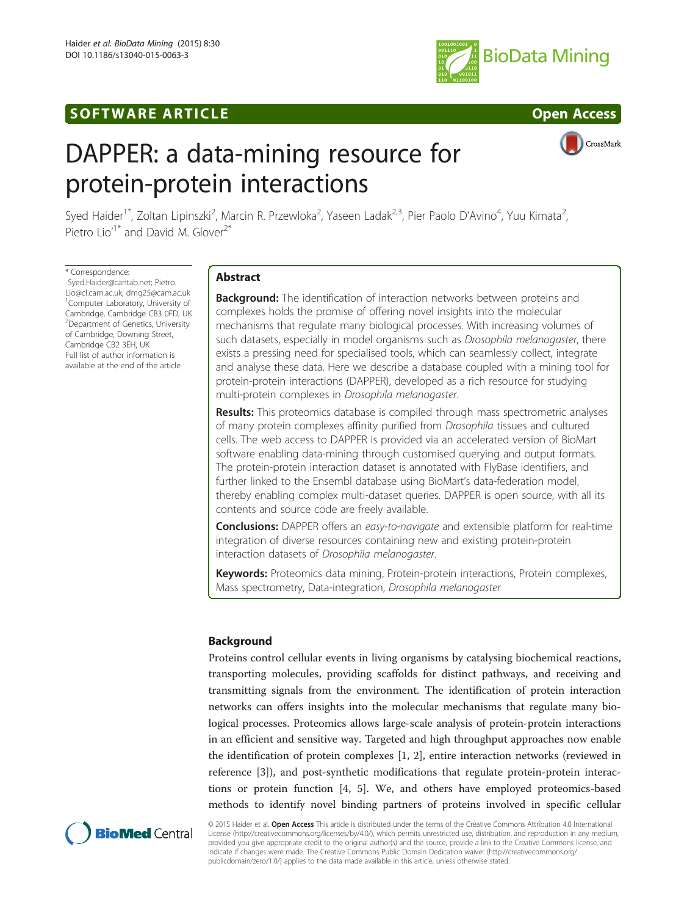SOFTWARE ARTICLE Open Access

# DAPPER: a data-mining resource for protein-protein interactions

Syed Haider[1*], Zoltan Lipinszki[2], Marcin R. Przewloka[2], Yaseen Ladak[2,3], Pier Paolo D'Avino[4], Yuu Kimata[2], Pietro Lio'[1*] and David M. Glover[2*]

\* Correspondence: Syed.Haider@cantab.net; Pietro.Lio@cl.cam.ac.uk; dmg25@cam.ac.uk
[1]Computer Laboratory, University of Cambridge, Cambridge CB3 0FD, UK
[2]Department of Genetics, University of Cambridge, Downing Street, Cambridge CB2 3EH, UK
Full list of author information is available at the end of the article

## Abstract

**Background:** The identification of interaction networks between proteins and complexes holds the promise of offering novel insights into the molecular mechanisms that regulate many biological processes. With increasing volumes of such datasets, especially in model organisms such as *Drosophila melanogaster*, there exists a pressing need for specialised tools, which can seamlessly collect, integrate and analyse these data. Here we describe a database coupled with a mining tool for protein-protein interactions (DAPPER), developed as a rich resource for studying multi-protein complexes in *Drosophila melanogaster*.

**Results:** This proteomics database is compiled through mass spectrometric analyses of many protein complexes affinity purified from *Drosophila* tissues and cultured cells. The web access to DAPPER is provided via an accelerated version of BioMart software enabling data-mining through customised querying and output formats. The protein-protein interaction dataset is annotated with FlyBase identifiers, and further linked to the Ensembl database using BioMart's data-federation model, thereby enabling complex multi-dataset queries. DAPPER is open source, with all its contents and source code are freely available.

**Conclusions:** DAPPER offers an *easy-to-navigate* and extensible platform for real-time integration of diverse resources containing new and existing protein-protein interaction datasets of *Drosophila melanogaster*.

**Keywords:** Proteomics data mining, Protein-protein interactions, Protein complexes, Mass spectrometry, Data-integration, *Drosophila melanogaster*

## Background

Proteins control cellular events in living organisms by catalysing biochemical reactions, transporting molecules, providing scaffolds for distinct pathways, and receiving and transmitting signals from the environment. The identification of protein interaction networks can offers insights into the molecular mechanisms that regulate many biological processes. Proteomics allows large-scale analysis of protein-protein interactions in an efficient and sensitive way. Targeted and high throughput approaches now enable the identification of protein complexes [1, 2], entire interaction networks (reviewed in reference [3]), and post-synthetic modifications that regulate protein-protein interactions or protein function [4, 5]. We, and others have employed proteomics-based methods to identify novel binding partners of proteins involved in specific cellular

© 2015 Haider et al. **Open Access** This article is distributed under the terms of the Creative Commons Attribution 4.0 International License (http://creativecommons.org/licenses/by/4.0/), which permits unrestricted use, distribution, and reproduction in any medium, provided you give appropriate credit to the original author(s) and the source, provide a link to the Creative Commons license, and indicate if changes were made. The Creative Commons Public Domain Dedication waiver (http://creativecommons.org/publicdomain/zero/1.0/) applies to the data made available in this article, unless otherwise stated.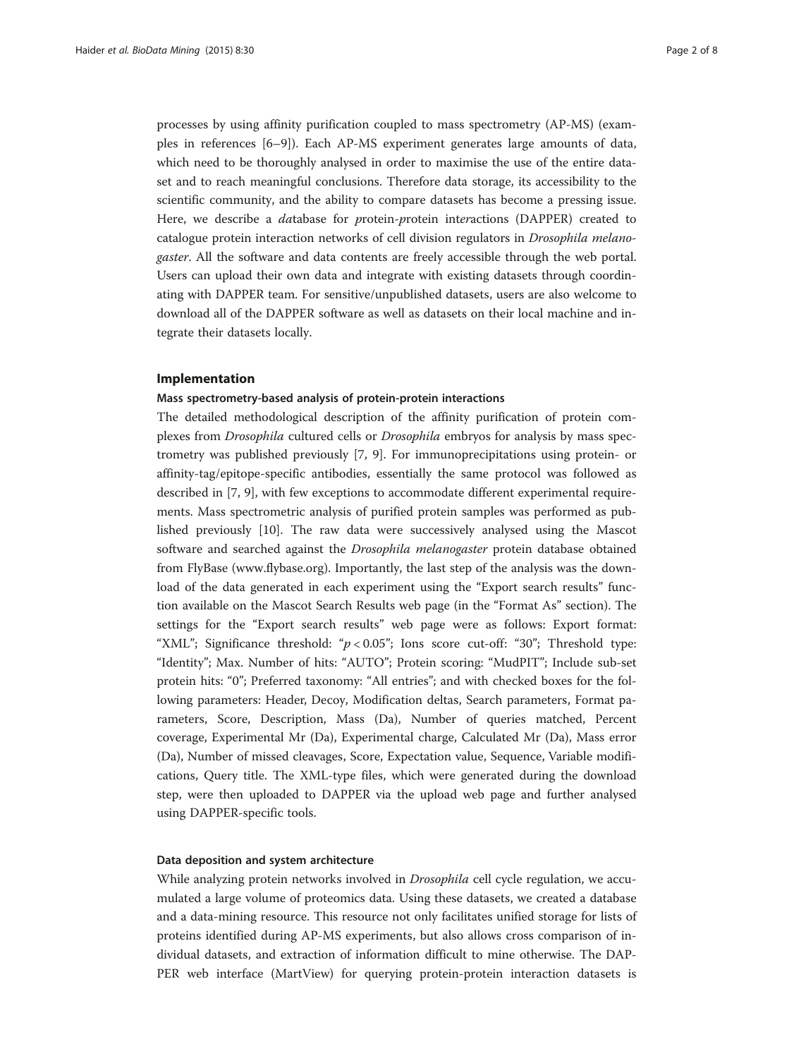processes by using affinity purification coupled to mass spectrometry (AP-MS) (examples in references [6–9]). Each AP-MS experiment generates large amounts of data, which need to be thoroughly analysed in order to maximise the use of the entire dataset and to reach meaningful conclusions. Therefore data storage, its accessibility to the scientific community, and the ability to compare datasets has become a pressing issue. Here, we describe a *da*tabase for *p*rotein-*p*rotein int*er*actions (DAPPER) created to catalogue protein interaction networks of cell division regulators in *Drosophila melanogaster*. All the software and data contents are freely accessible through the web portal. Users can upload their own data and integrate with existing datasets through coordinating with DAPPER team. For sensitive/unpublished datasets, users are also welcome to download all of the DAPPER software as well as datasets on their local machine and integrate their datasets locally.

## Implementation

### Mass spectrometry-based analysis of protein-protein interactions

The detailed methodological description of the affinity purification of protein complexes from *Drosophila* cultured cells or *Drosophila* embryos for analysis by mass spectrometry was published previously [7, 9]. For immunoprecipitations using protein- or affinity-tag/epitope-specific antibodies, essentially the same protocol was followed as described in [7, 9], with few exceptions to accommodate different experimental requirements. Mass spectrometric analysis of purified protein samples was performed as published previously [10]. The raw data were successively analysed using the Mascot software and searched against the *Drosophila melanogaster* protein database obtained from FlyBase (www.flybase.org). Importantly, the last step of the analysis was the download of the data generated in each experiment using the "Export search results" function available on the Mascot Search Results web page (in the "Format As" section). The settings for the "Export search results" web page were as follows: Export format: "XML"; Significance threshold: "$p < 0.05$"; Ions score cut-off: "30"; Threshold type: "Identity"; Max. Number of hits: "AUTO"; Protein scoring: "MudPIT"; Include sub-set protein hits: "0"; Preferred taxonomy: "All entries"; and with checked boxes for the following parameters: Header, Decoy, Modification deltas, Search parameters, Format parameters, Score, Description, Mass (Da), Number of queries matched, Percent coverage, Experimental Mr (Da), Experimental charge, Calculated Mr (Da), Mass error (Da), Number of missed cleavages, Score, Expectation value, Sequence, Variable modifications, Query title. The XML-type files, which were generated during the download step, were then uploaded to DAPPER via the upload web page and further analysed using DAPPER-specific tools.

### Data deposition and system architecture

While analyzing protein networks involved in *Drosophila* cell cycle regulation, we accumulated a large volume of proteomics data. Using these datasets, we created a database and a data-mining resource. This resource not only facilitates unified storage for lists of proteins identified during AP-MS experiments, but also allows cross comparison of individual datasets, and extraction of information difficult to mine otherwise. The DAPPER web interface (MartView) for querying protein-protein interaction datasets is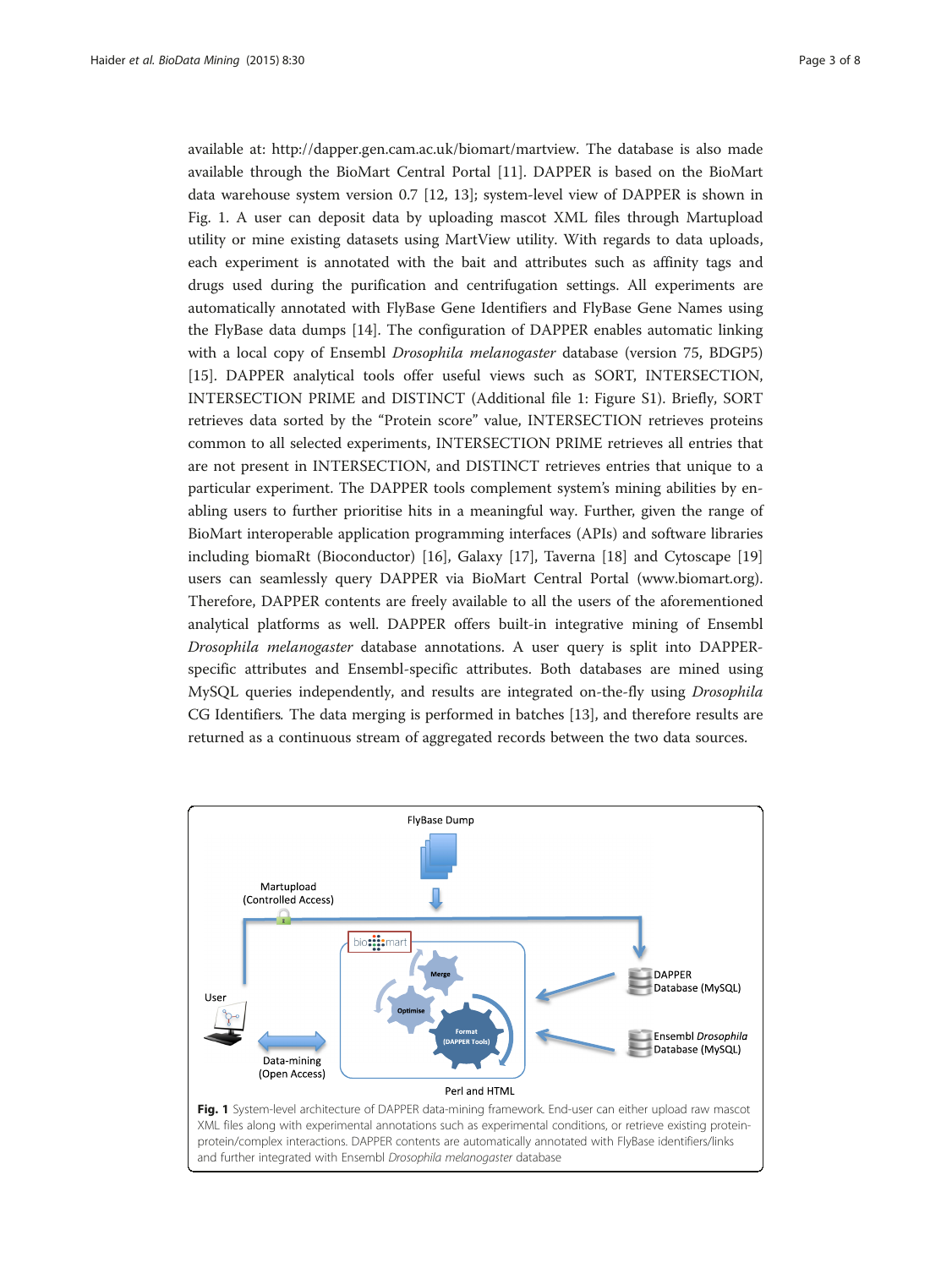available at: http://dapper.gen.cam.ac.uk/biomart/martview. The database is also made available through the BioMart Central Portal [11]. DAPPER is based on the BioMart data warehouse system version 0.7 [12, 13]; system-level view of DAPPER is shown in Fig. 1. A user can deposit data by uploading mascot XML files through Martupload utility or mine existing datasets using MartView utility. With regards to data uploads, each experiment is annotated with the bait and attributes such as affinity tags and drugs used during the purification and centrifugation settings. All experiments are automatically annotated with FlyBase Gene Identifiers and FlyBase Gene Names using the FlyBase data dumps [14]. The configuration of DAPPER enables automatic linking with a local copy of Ensembl *Drosophila melanogaster* database (version 75, BDGP5) [15]. DAPPER analytical tools offer useful views such as SORT, INTERSECTION, INTERSECTION PRIME and DISTINCT (Additional file 1: Figure S1). Briefly, SORT retrieves data sorted by the "Protein score" value, INTERSECTION retrieves proteins common to all selected experiments, INTERSECTION PRIME retrieves all entries that are not present in INTERSECTION, and DISTINCT retrieves entries that unique to a particular experiment. The DAPPER tools complement system's mining abilities by enabling users to further prioritise hits in a meaningful way. Further, given the range of BioMart interoperable application programming interfaces (APIs) and software libraries including biomaRt (Bioconductor) [16], Galaxy [17], Taverna [18] and Cytoscape [19] users can seamlessly query DAPPER via BioMart Central Portal (www.biomart.org). Therefore, DAPPER contents are freely available to all the users of the aforementioned analytical platforms as well. DAPPER offers built-in integrative mining of Ensembl *Drosophila melanogaster* database annotations. A user query is split into DAPPER-specific attributes and Ensembl-specific attributes. Both databases are mined using MySQL queries independently, and results are integrated on-the-fly using *Drosophila* CG Identifiers. The data merging is performed in batches [13], and therefore results are returned as a continuous stream of aggregated records between the two data sources.

**Fig. 1** System-level architecture of DAPPER data-mining framework. End-user can either upload raw mascot XML files along with experimental annotations such as experimental conditions, or retrieve existing protein-protein/complex interactions. DAPPER contents are automatically annotated with FlyBase identifiers/links and further integrated with Ensembl *Drosophila melanogaster* database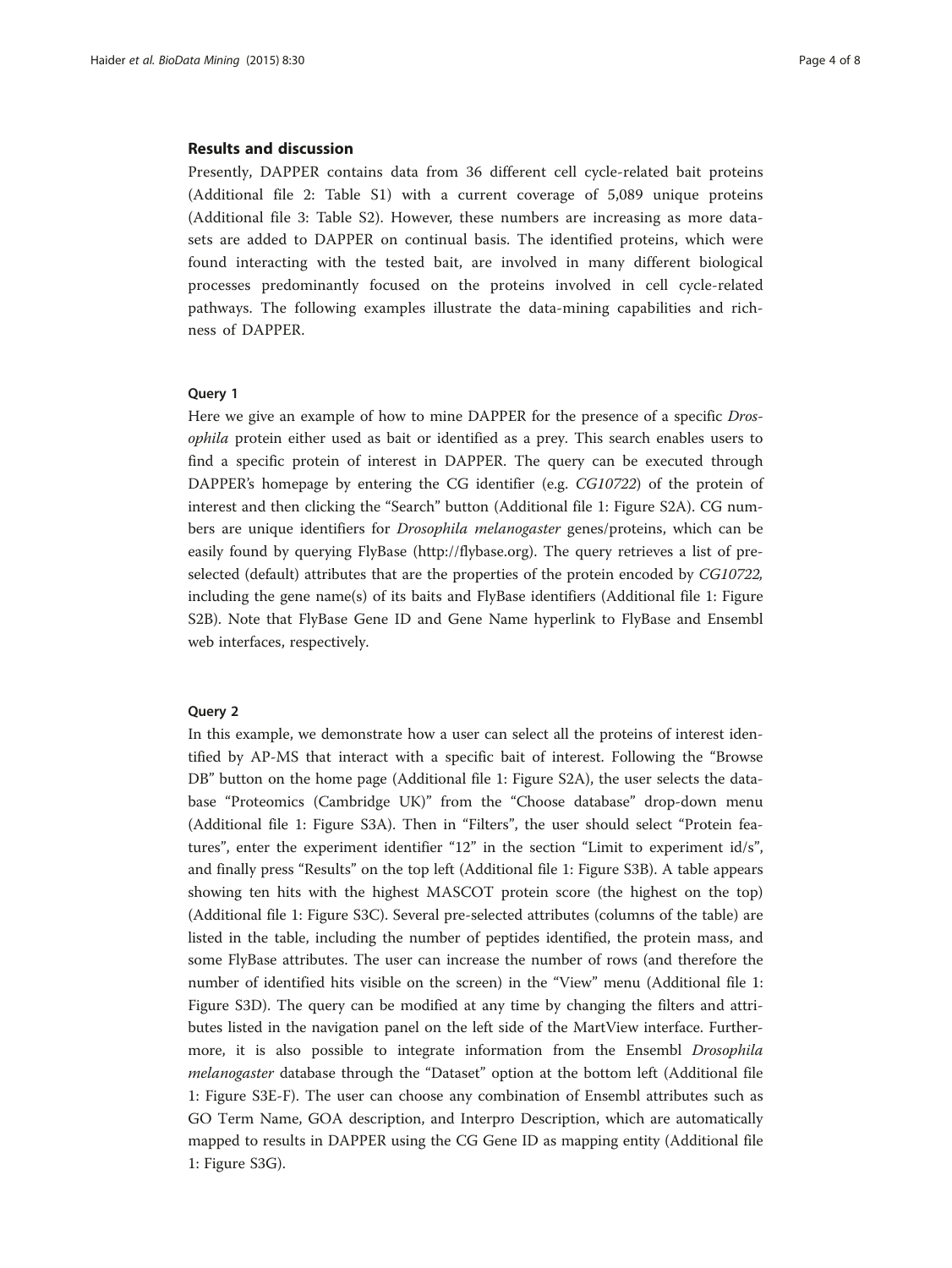## Results and discussion

Presently, DAPPER contains data from 36 different cell cycle-related bait proteins (Additional file 2: Table S1) with a current coverage of 5,089 unique proteins (Additional file 3: Table S2). However, these numbers are increasing as more datasets are added to DAPPER on continual basis. The identified proteins, which were found interacting with the tested bait, are involved in many different biological processes predominantly focused on the proteins involved in cell cycle-related pathways. The following examples illustrate the data-mining capabilities and richness of DAPPER.

### Query 1

Here we give an example of how to mine DAPPER for the presence of a specific *Drosophila* protein either used as bait or identified as a prey. This search enables users to find a specific protein of interest in DAPPER. The query can be executed through DAPPER's homepage by entering the CG identifier (e.g. *CG10722*) of the protein of interest and then clicking the "Search" button (Additional file 1: Figure S2A). CG numbers are unique identifiers for *Drosophila melanogaster* genes/proteins, which can be easily found by querying FlyBase (http://flybase.org). The query retrieves a list of preselected (default) attributes that are the properties of the protein encoded by *CG10722,* including the gene name(s) of its baits and FlyBase identifiers (Additional file 1: Figure S2B). Note that FlyBase Gene ID and Gene Name hyperlink to FlyBase and Ensembl web interfaces, respectively.

### Query 2

In this example, we demonstrate how a user can select all the proteins of interest identified by AP-MS that interact with a specific bait of interest. Following the "Browse DB" button on the home page (Additional file 1: Figure S2A), the user selects the database "Proteomics (Cambridge UK)" from the "Choose database" drop-down menu (Additional file 1: Figure S3A). Then in "Filters", the user should select "Protein features", enter the experiment identifier "12" in the section "Limit to experiment id/s", and finally press "Results" on the top left (Additional file 1: Figure S3B). A table appears showing ten hits with the highest MASCOT protein score (the highest on the top) (Additional file 1: Figure S3C). Several pre-selected attributes (columns of the table) are listed in the table, including the number of peptides identified, the protein mass, and some FlyBase attributes. The user can increase the number of rows (and therefore the number of identified hits visible on the screen) in the "View" menu (Additional file 1: Figure S3D). The query can be modified at any time by changing the filters and attributes listed in the navigation panel on the left side of the MartView interface. Furthermore, it is also possible to integrate information from the Ensembl *Drosophila melanogaster* database through the "Dataset" option at the bottom left (Additional file 1: Figure S3E-F). The user can choose any combination of Ensembl attributes such as GO Term Name, GOA description, and Interpro Description, which are automatically mapped to results in DAPPER using the CG Gene ID as mapping entity (Additional file 1: Figure S3G).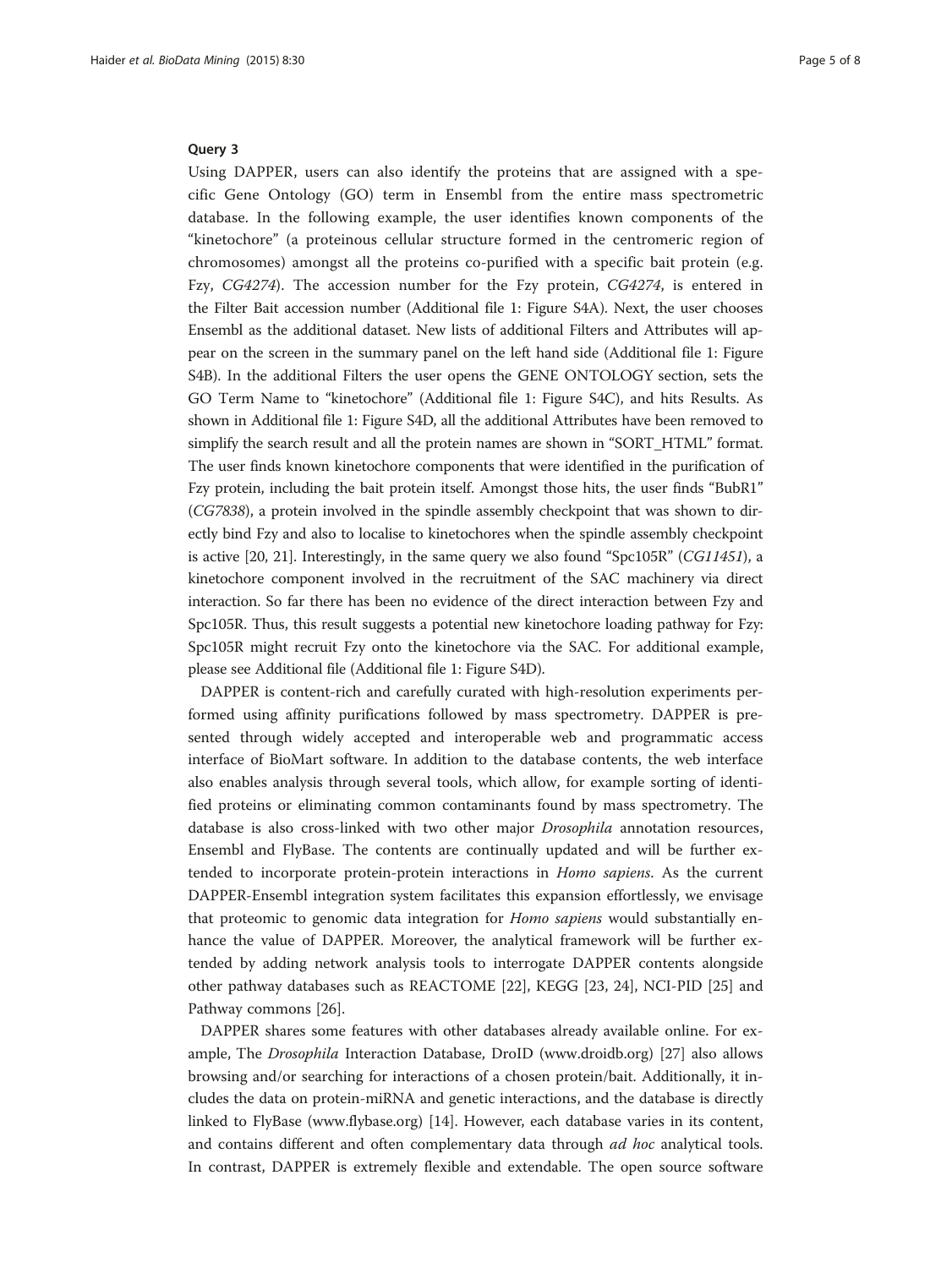#### Query 3

Using DAPPER, users can also identify the proteins that are assigned with a specific Gene Ontology (GO) term in Ensembl from the entire mass spectrometric database. In the following example, the user identifies known components of the "kinetochore" (a proteinous cellular structure formed in the centromeric region of chromosomes) amongst all the proteins co-purified with a specific bait protein (e.g. Fzy, *CG4274*). The accession number for the Fzy protein, *CG4274*, is entered in the Filter Bait accession number (Additional file 1: Figure S4A). Next, the user chooses Ensembl as the additional dataset. New lists of additional Filters and Attributes will appear on the screen in the summary panel on the left hand side (Additional file 1: Figure S4B). In the additional Filters the user opens the GENE ONTOLOGY section, sets the GO Term Name to "kinetochore" (Additional file 1: Figure S4C), and hits Results. As shown in Additional file 1: Figure S4D, all the additional Attributes have been removed to simplify the search result and all the protein names are shown in "SORT_HTML" format. The user finds known kinetochore components that were identified in the purification of Fzy protein, including the bait protein itself. Amongst those hits, the user finds "BubR1" (*CG7838*), a protein involved in the spindle assembly checkpoint that was shown to directly bind Fzy and also to localise to kinetochores when the spindle assembly checkpoint is active [20, 21]. Interestingly, in the same query we also found "Spc105R" (*CG11451*), a kinetochore component involved in the recruitment of the SAC machinery via direct interaction. So far there has been no evidence of the direct interaction between Fzy and Spc105R. Thus, this result suggests a potential new kinetochore loading pathway for Fzy: Spc105R might recruit Fzy onto the kinetochore via the SAC. For additional example, please see Additional file (Additional file 1: Figure S4D).

DAPPER is content-rich and carefully curated with high-resolution experiments performed using affinity purifications followed by mass spectrometry. DAPPER is presented through widely accepted and interoperable web and programmatic access interface of BioMart software. In addition to the database contents, the web interface also enables analysis through several tools, which allow, for example sorting of identified proteins or eliminating common contaminants found by mass spectrometry. The database is also cross-linked with two other major *Drosophila* annotation resources, Ensembl and FlyBase. The contents are continually updated and will be further extended to incorporate protein-protein interactions in *Homo sapiens*. As the current DAPPER-Ensembl integration system facilitates this expansion effortlessly, we envisage that proteomic to genomic data integration for *Homo sapiens* would substantially enhance the value of DAPPER. Moreover, the analytical framework will be further extended by adding network analysis tools to interrogate DAPPER contents alongside other pathway databases such as REACTOME [22], KEGG [23, 24], NCI-PID [25] and Pathway commons [26].

DAPPER shares some features with other databases already available online. For example, The *Drosophila* Interaction Database, DroID (www.droidb.org) [27] also allows browsing and/or searching for interactions of a chosen protein/bait. Additionally, it includes the data on protein-miRNA and genetic interactions, and the database is directly linked to FlyBase (www.flybase.org) [14]. However, each database varies in its content, and contains different and often complementary data through *ad hoc* analytical tools. In contrast, DAPPER is extremely flexible and extendable. The open source software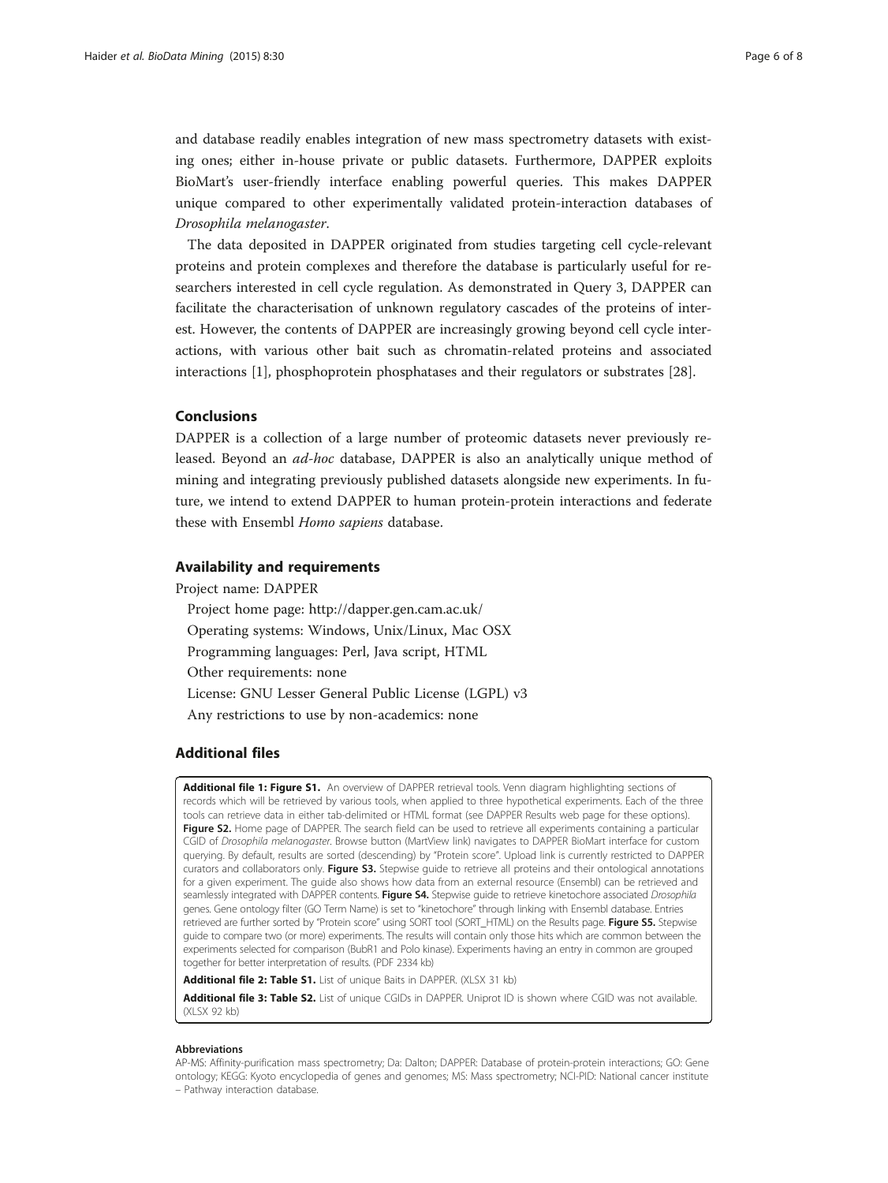and database readily enables integration of new mass spectrometry datasets with existing ones; either in-house private or public datasets. Furthermore, DAPPER exploits BioMart's user-friendly interface enabling powerful queries. This makes DAPPER unique compared to other experimentally validated protein-interaction databases of *Drosophila melanogaster*.

The data deposited in DAPPER originated from studies targeting cell cycle-relevant proteins and protein complexes and therefore the database is particularly useful for researchers interested in cell cycle regulation. As demonstrated in Query 3, DAPPER can facilitate the characterisation of unknown regulatory cascades of the proteins of interest. However, the contents of DAPPER are increasingly growing beyond cell cycle interactions, with various other bait such as chromatin-related proteins and associated interactions [1], phosphoprotein phosphatases and their regulators or substrates [28].

## Conclusions

DAPPER is a collection of a large number of proteomic datasets never previously released. Beyond an *ad-hoc* database, DAPPER is also an analytically unique method of mining and integrating previously published datasets alongside new experiments. In future, we intend to extend DAPPER to human protein-protein interactions and federate these with Ensembl *Homo sapiens* database.

### Availability and requirements

Project name: DAPPER

Project home page: http://dapper.gen.cam.ac.uk/

Operating systems: Windows, Unix/Linux, Mac OSX

Programming languages: Perl, Java script, HTML

Other requirements: none

License: GNU Lesser General Public License (LGPL) v3

Any restrictions to use by non-academics: none

## Additional files

**Additional file 1: Figure S1.** An overview of DAPPER retrieval tools. Venn diagram highlighting sections of records which will be retrieved by various tools, when applied to three hypothetical experiments. Each of the three tools can retrieve data in either tab-delimited or HTML format (see DAPPER Results web page for these options). **Figure S2.** Home page of DAPPER. The search field can be used to retrieve all experiments containing a particular CGID of *Drosophila melanogaster*. Browse button (MartView link) navigates to DAPPER BioMart interface for custom querying. By default, results are sorted (descending) by "Protein score". Upload link is currently restricted to DAPPER curators and collaborators only. **Figure S3.** Stepwise guide to retrieve all proteins and their ontological annotations for a given experiment. The guide also shows how data from an external resource (Ensembl) can be retrieved and seamlessly integrated with DAPPER contents. **Figure S4.** Stepwise guide to retrieve kinetochore associated *Drosophila* genes. Gene ontology filter (GO Term Name) is set to "kinetochore" through linking with Ensembl database. Entries retrieved are further sorted by "Protein score" using SORT tool (SORT_HTML) on the Results page. **Figure S5.** Stepwise guide to compare two (or more) experiments. The results will contain only those hits which are common between the experiments selected for comparison (BubR1 and Polo kinase). Experiments having an entry in common are grouped together for better interpretation of results. (PDF 2334 kb)

**Additional file 2: Table S1.** List of unique Baits in DAPPER. (XLSX 31 kb)

**Additional file 3: Table S2.** List of unique CGIDs in DAPPER. Uniprot ID is shown where CGID was not available. (XLSX 92 kb)

#### Abbreviations

AP-MS: Affinity-purification mass spectrometry; Da: Dalton; DAPPER: Database of protein-protein interactions; GO: Gene ontology; KEGG: Kyoto encyclopedia of genes and genomes; MS: Mass spectrometry; NCI-PID: National cancer institute – Pathway interaction database.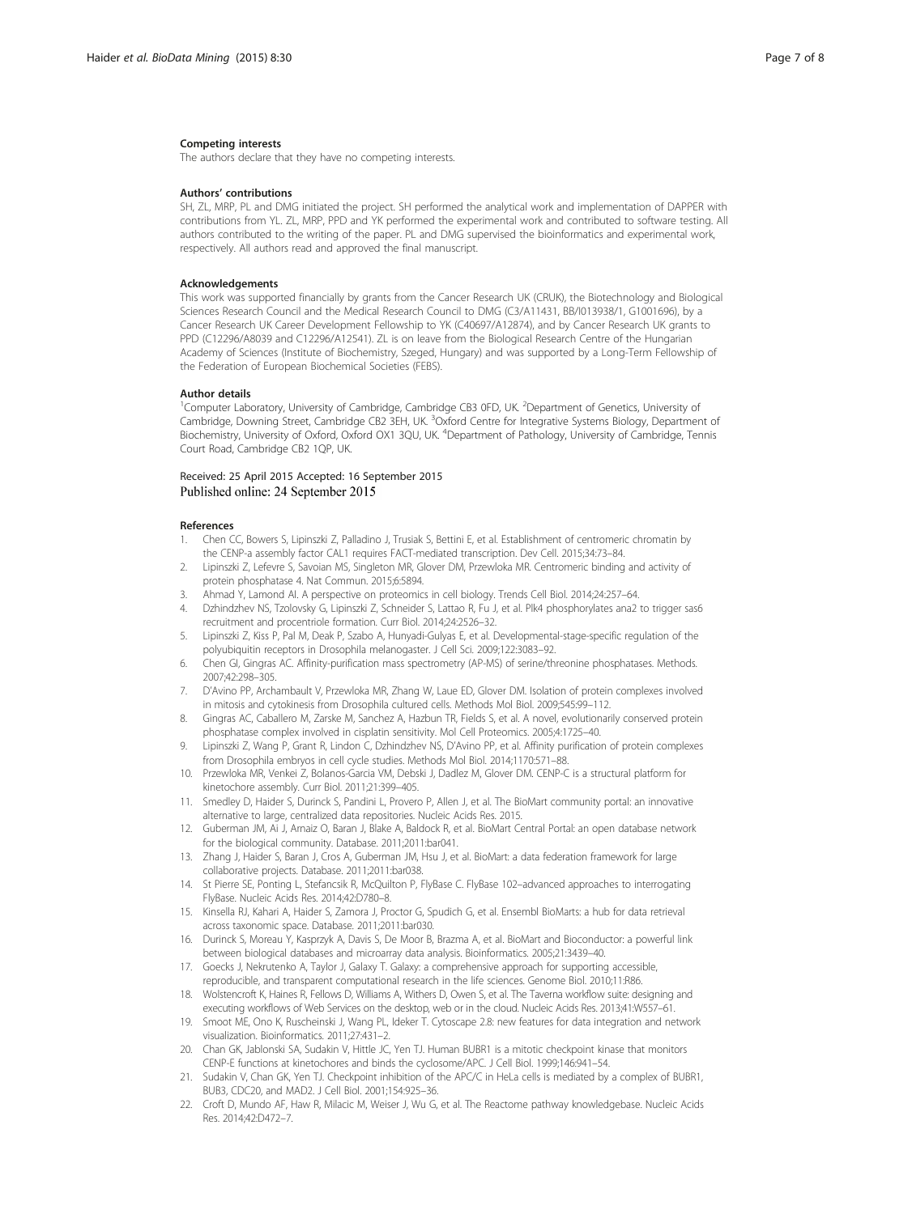#### Competing interests

The authors declare that they have no competing interests.

#### Authors' contributions

SH, ZL, MRP, PL and DMG initiated the project. SH performed the analytical work and implementation of DAPPER with contributions from YL. ZL, MRP, PPD and YK performed the experimental work and contributed to software testing. All authors contributed to the writing of the paper. PL and DMG supervised the bioinformatics and experimental work, respectively. All authors read and approved the final manuscript.

#### Acknowledgements

This work was supported financially by grants from the Cancer Research UK (CRUK), the Biotechnology and Biological Sciences Research Council and the Medical Research Council to DMG (C3/A11431, BB/I013938/1, G1001696), by a Cancer Research UK Career Development Fellowship to YK (C40697/A12874), and by Cancer Research UK grants to PPD (C12296/A8039 and C12296/A12541). ZL is on leave from the Biological Research Centre of the Hungarian Academy of Sciences (Institute of Biochemistry, Szeged, Hungary) and was supported by a Long-Term Fellowship of the Federation of European Biochemical Societies (FEBS).

#### Author details

[1]Computer Laboratory, University of Cambridge, Cambridge CB3 0FD, UK. [2]Department of Genetics, University of Cambridge, Downing Street, Cambridge CB2 3EH, UK. [3]Oxford Centre for Integrative Systems Biology, Department of Biochemistry, University of Oxford, Oxford OX1 3QU, UK. [4]Department of Pathology, University of Cambridge, Tennis Court Road, Cambridge CB2 1QP, UK.

Received: 25 April 2015 Accepted: 16 September 2015
Published online: 24 September 2015

#### References

1. Chen CC, Bowers S, Lipinszki Z, Palladino J, Trusiak S, Bettini E, et al. Establishment of centromeric chromatin by the CENP-a assembly factor CAL1 requires FACT-mediated transcription. Dev Cell. 2015;34:73–84.
2. Lipinszki Z, Lefevre S, Savoian MS, Singleton MR, Glover DM, Przewloka MR. Centromeric binding and activity of protein phosphatase 4. Nat Commun. 2015;6:5894.
3. Ahmad Y, Lamond AI. A perspective on proteomics in cell biology. Trends Cell Biol. 2014;24:257–64.
4. Dzhindzhev NS, Tzolovsky G, Lipinszki Z, Schneider S, Lattao R, Fu J, et al. Plk4 phosphorylates ana2 to trigger sas6 recruitment and procentriole formation. Curr Biol. 2014;24:2526–32.
5. Lipinszki Z, Kiss P, Pal M, Deak P, Szabo A, Hunyadi-Gulyas E, et al. Developmental-stage-specific regulation of the polyubiquitin receptors in Drosophila melanogaster. J Cell Sci. 2009;122:3083–92.
6. Chen GI, Gingras AC. Affinity-purification mass spectrometry (AP-MS) of serine/threonine phosphatases. Methods. 2007;42:298–305.
7. D'Avino PP, Archambault V, Przewloka MR, Zhang W, Laue ED, Glover DM. Isolation of protein complexes involved in mitosis and cytokinesis from Drosophila cultured cells. Methods Mol Biol. 2009;545:99–112.
8. Gingras AC, Caballero M, Zarske M, Sanchez A, Hazbun TR, Fields S, et al. A novel, evolutionarily conserved protein phosphatase complex involved in cisplatin sensitivity. Mol Cell Proteomics. 2005;4:1725–40.
9. Lipinszki Z, Wang P, Grant R, Lindon C, Dzhindzhev NS, D'Avino PP, et al. Affinity purification of protein complexes from Drosophila embryos in cell cycle studies. Methods Mol Biol. 2014;1170:571–88.
10. Przewloka MR, Venkei Z, Bolanos-Garcia VM, Debski J, Dadlez M, Glover DM. CENP-C is a structural platform for kinetochore assembly. Curr Biol. 2011;21:399–405.
11. Smedley D, Haider S, Durinck S, Pandini L, Provero P, Allen J, et al. The BioMart community portal: an innovative alternative to large, centralized data repositories. Nucleic Acids Res. 2015.
12. Guberman JM, Ai J, Arnaiz O, Baran J, Blake A, Baldock R, et al. BioMart Central Portal: an open database network for the biological community. Database. 2011;2011:bar041.
13. Zhang J, Haider S, Baran J, Cros A, Guberman JM, Hsu J, et al. BioMart: a data federation framework for large collaborative projects. Database. 2011;2011:bar038.
14. St Pierre SE, Ponting L, Stefancsik R, McQuilton P, FlyBase C. FlyBase 102–advanced approaches to interrogating FlyBase. Nucleic Acids Res. 2014;42:D780–8.
15. Kinsella RJ, Kahari A, Haider S, Zamora J, Proctor G, Spudich G, et al. Ensembl BioMarts: a hub for data retrieval across taxonomic space. Database. 2011;2011:bar030.
16. Durinck S, Moreau Y, Kasprzyk A, Davis S, De Moor B, Brazma A, et al. BioMart and Bioconductor: a powerful link between biological databases and microarray data analysis. Bioinformatics. 2005;21:3439–40.
17. Goecks J, Nekrutenko A, Taylor J, Galaxy T. Galaxy: a comprehensive approach for supporting accessible, reproducible, and transparent computational research in the life sciences. Genome Biol. 2010;11:R86.
18. Wolstencroft K, Haines R, Fellows D, Williams A, Withers D, Owen S, et al. The Taverna workflow suite: designing and executing workflows of Web Services on the desktop, web or in the cloud. Nucleic Acids Res. 2013;41:W557–61.
19. Smoot ME, Ono K, Ruscheinski J, Wang PL, Ideker T. Cytoscape 2.8: new features for data integration and network visualization. Bioinformatics. 2011;27:431–2.
20. Chan GK, Jablonski SA, Sudakin V, Hittle JC, Yen TJ. Human BUBR1 is a mitotic checkpoint kinase that monitors CENP-E functions at kinetochores and binds the cyclosome/APC. J Cell Biol. 1999;146:941–54.
21. Sudakin V, Chan GK, Yen TJ. Checkpoint inhibition of the APC/C in HeLa cells is mediated by a complex of BUBR1, BUB3, CDC20, and MAD2. J Cell Biol. 2001;154:925–36.
22. Croft D, Mundo AF, Haw R, Milacic M, Weiser J, Wu G, et al. The Reactome pathway knowledgebase. Nucleic Acids Res. 2014;42:D472–7.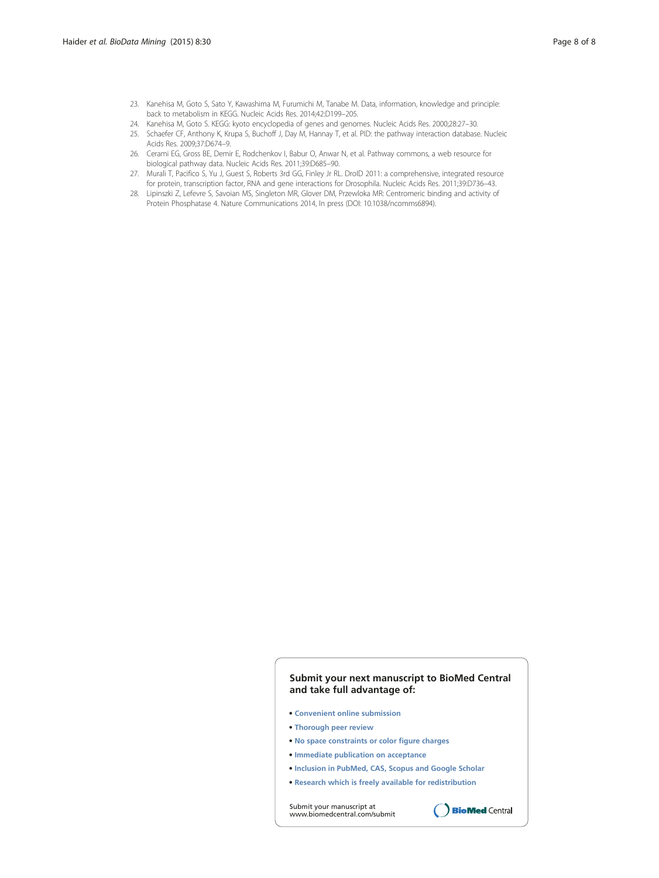23. Kanehisa M, Goto S, Sato Y, Kawashima M, Furumichi M, Tanabe M. Data, information, knowledge and principle: back to metabolism in KEGG. Nucleic Acids Res. 2014;42:D199–205.
24. Kanehisa M, Goto S. KEGG: kyoto encyclopedia of genes and genomes. Nucleic Acids Res. 2000;28:27–30.
25. Schaefer CF, Anthony K, Krupa S, Buchoff J, Day M, Hannay T, et al. PID: the pathway interaction database. Nucleic Acids Res. 2009;37:D674–9.
26. Cerami EG, Gross BE, Demir E, Rodchenkov I, Babur O, Anwar N, et al. Pathway commons, a web resource for biological pathway data. Nucleic Acids Res. 2011;39:D685–90.
27. Murali T, Pacifico S, Yu J, Guest S, Roberts 3rd GG, Finley Jr RL. DroID 2011: a comprehensive, integrated resource for protein, transcription factor, RNA and gene interactions for Drosophila. Nucleic Acids Res. 2011;39:D736–43.
28. Lipinszki Z, Lefevre S, Savoian MS, Singleton MR, Glover DM, Przewloka MR: Centromeric binding and activity of Protein Phosphatase 4. Nature Communications 2014, In press (DOI: 10.1038/ncomms6894).

**Submit your next manuscript to BioMed Central and take full advantage of:**

- **Convenient online submission**
- **Thorough peer review**
- **No space constraints or color figure charges**
- **Immediate publication on acceptance**
- **Inclusion in PubMed, CAS, Scopus and Google Scholar**
- **Research which is freely available for redistribution**

Submit your manuscript at
www.biomedcentral.com/submit

BioMed Central